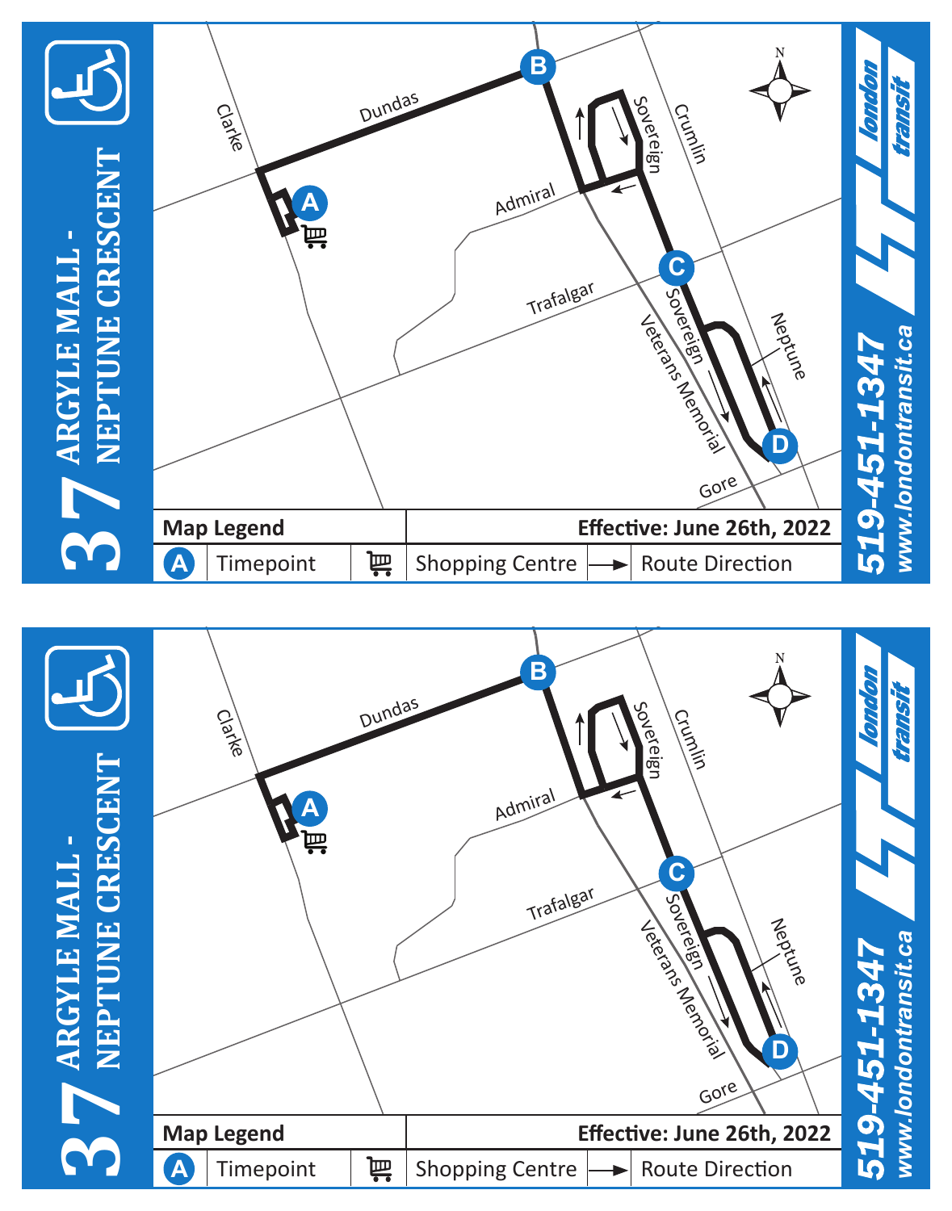# 37 ARGYLE MALL - NEPTUNE CRESCENT

Clarke

Dundas

Admiral

Sovereign

Crumlin

Trafalgar

Neptune

Veterans Memorial

Gore

**Map Legend**

**Effective: June 26th, 2022**

| A | Timepoint | 🛒 | Shopping Centre | ⟶ | Route Direction |
|---|---|---|---|---|---|

london transit

519-451-1347

www.londontransit.ca

# 37 ARGYLE MALL - NEPTUNE CRESCENT

Clarke

Dundas

Admiral

Sovereign

Crumlin

Trafalgar

Neptune

Veterans Memorial

Gore

**Map Legend**

**Effective: June 26th, 2022**

| A | Timepoint | 🛒 | Shopping Centre | ⟶ | Route Direction |
|---|---|---|---|---|---|

london transit

519-451-1347

www.londontransit.ca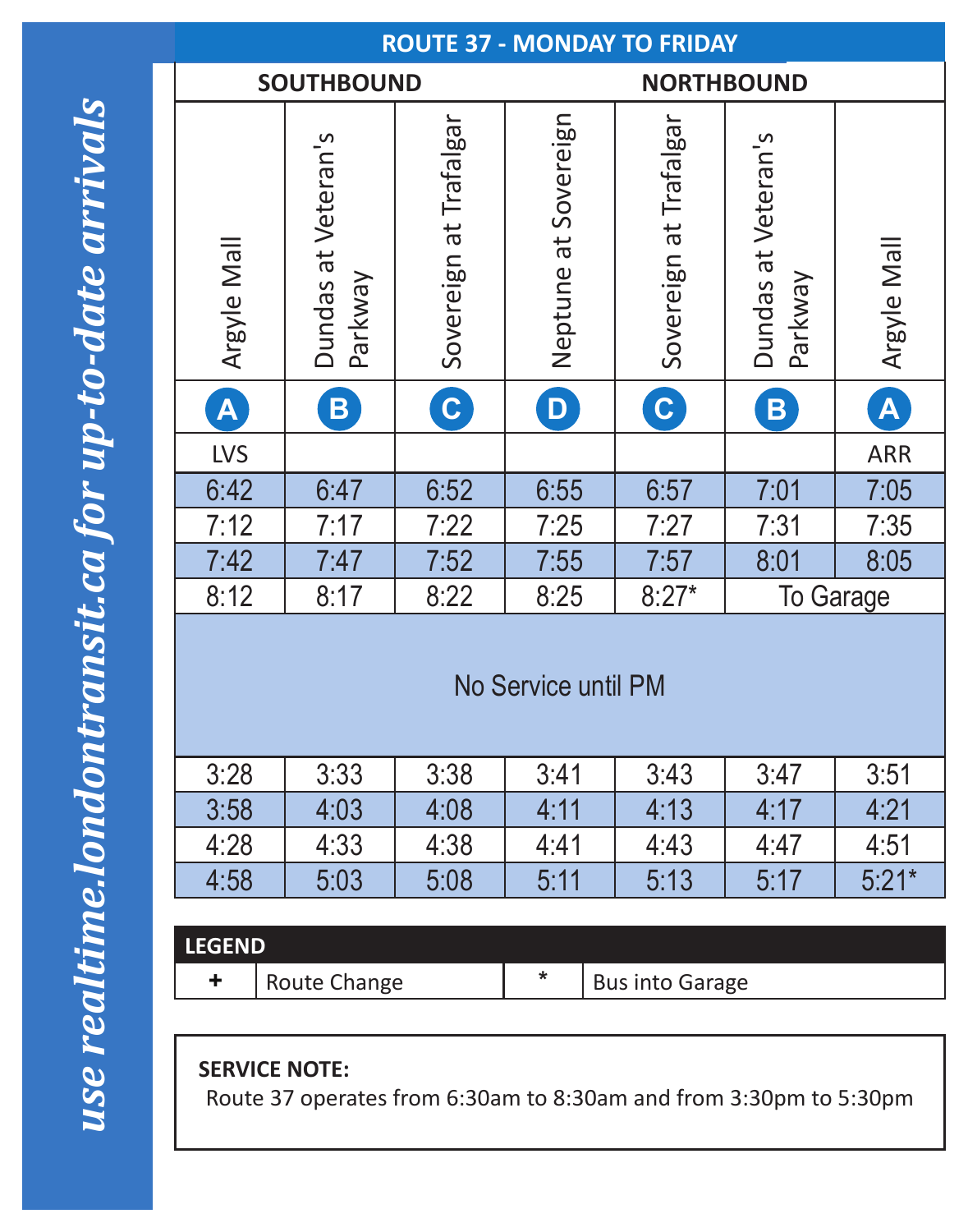*use realtime.londontransit.ca for up-to-date arrivals*

## ROUTE 37 - MONDAY TO FRIDAY

| SOUTHBOUND | | | | NORTHBOUND | | |
|---|---|---|---|---|---|---|
| Argyle Mall | Dundas at Veteran's Parkway | Sovereign at Trafalgar | Neptune at Sovereign | Sovereign at Trafalgar | Dundas at Veteran's Parkway | Argyle Mall |
| A | B | C | D | C | B | A |
| LVS | | | | | | ARR |
| 6:42 | 6:47 | 6:52 | 6:55 | 6:57 | 7:01 | 7:05 |
| 7:12 | 7:17 | 7:22 | 7:25 | 7:27 | 7:31 | 7:35 |
| 7:42 | 7:47 | 7:52 | 7:55 | 7:57 | 8:01 | 8:05 |
| 8:12 | 8:17 | 8:22 | 8:25 | 8:27* | To Garage | |
| No Service until PM | | | | | | |
| 3:28 | 3:33 | 3:38 | 3:41 | 3:43 | 3:47 | 3:51 |
| 3:58 | 4:03 | 4:08 | 4:11 | 4:13 | 4:17 | 4:21 |
| 4:28 | 4:33 | 4:38 | 4:41 | 4:43 | 4:47 | 4:51 |
| 4:58 | 5:03 | 5:08 | 5:11 | 5:13 | 5:17 | 5:21* |

**LEGEND**

| | | | |
|---|---|---|---|
| + | Route Change | * | Bus into Garage |

**SERVICE NOTE:**
Route 37 operates from 6:30am to 8:30am and from 3:30pm to 5:30pm